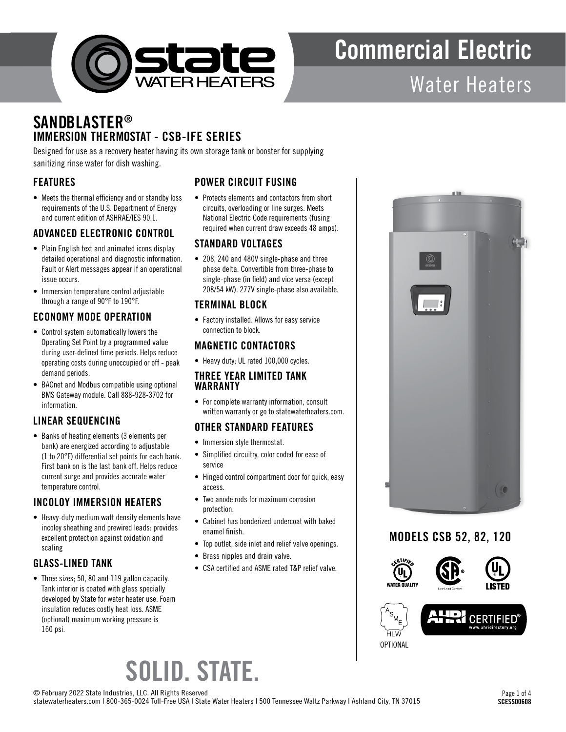# Commercial Electric Water Heaters

## SANDBLASTER®
### IMMERSION THERMOSTAT - CSB-IFE SERIES

Designed for use as a recovery heater having its own storage tank or booster for supplying sanitizing rinse water for dish washing.

### FEATURES

- Meets the thermal efficiency and or standby loss requirements of the U.S. Department of Energy and current edition of ASHRAE/IES 90.1.

### ADVANCED ELECTRONIC CONTROL

- Plain English text and animated icons display detailed operational and diagnostic information. Fault or Alert messages appear if an operational issue occurs.
- Immersion temperature control adjustable through a range of 90°F to 190°F.

### ECONOMY MODE OPERATION

- Control system automatically lowers the Operating Set Point by a programmed value during user-defined time periods. Helps reduce operating costs during unoccupied or off - peak demand periods.
- BACnet and Modbus compatible using optional BMS Gateway module. Call 888-928-3702 for information.

### LINEAR SEQUENCING

- Banks of heating elements (3 elements per bank) are energized according to adjustable (1 to 20°F) differential set points for each bank. First bank on is the last bank off. Helps reduce current surge and provides accurate water temperature control.

### INCOLOY IMMERSION HEATERS

- Heavy-duty medium watt density elements have incoloy sheathing and prewired leads: provides excellent protection against oxidation and scaling

### GLASS-LINED TANK

- Three sizes; 50, 80 and 119 gallon capacity. Tank interior is coated with glass specially developed by State for water heater use. Foam insulation reduces costly heat loss. ASME (optional) maximum working pressure is 160 psi.

### POWER CIRCUIT FUSING

- Protects elements and contactors from short circuits, overloading or line surges. Meets National Electric Code requirements (fusing required when current draw exceeds 48 amps).

### STANDARD VOLTAGES

- 208, 240 and 480V single-phase and three phase delta. Convertible from three-phase to single-phase (in field) and vice versa (except 208/54 kW). 277V single-phase also available.

### TERMINAL BLOCK

- Factory installed. Allows for easy service connection to block.

### MAGNETIC CONTACTORS

- Heavy duty; UL rated 100,000 cycles.

### THREE YEAR LIMITED TANK WARRANTY

- For complete warranty information, consult written warranty or go to statewaterheaters.com.

### OTHER STANDARD FEATURES

- Immersion style thermostat.
- Simplified circuitry, color coded for ease of service
- Hinged control compartment door for quick, easy access.
- Two anode rods for maximum corrosion protection.
- Cabinet has bonderized undercoat with baked enamel finish.
- Top outlet, side inlet and relief valve openings.
- Brass nipples and drain valve.
- CSA certified and ASME rated T&P relief valve.

### MODELS CSB 52, 82, 120

ASME HLW OPTIONAL

**SOLID. STATE.**

© February 2022 State Industries, LLC. All Rights Reserved
statewaterheaters.com | 800-365-0024 Toll-Free USA | State Water Heaters | 500 Tennessee Waltz Parkway | Ashland City, TN 37015

SCESS00608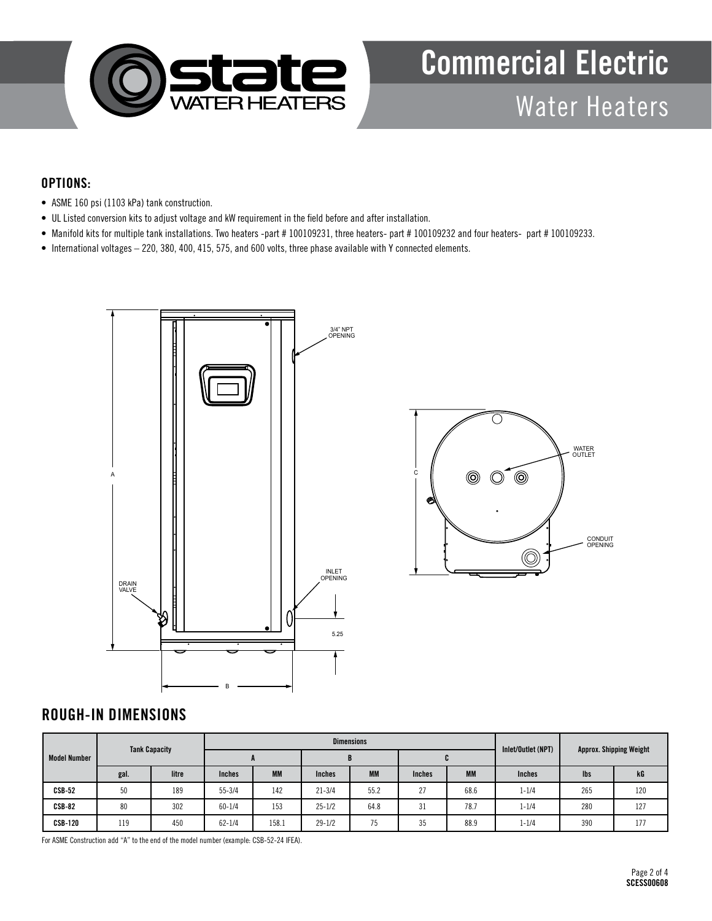# Commercial Electric

## Water Heaters

### OPTIONS:

- ASME 160 psi (1103 kPa) tank construction.
- UL Listed conversion kits to adjust voltage and kW requirement in the field before and after installation.
- Manifold kits for multiple tank installations. Two heaters -part # 100109231, three heaters- part # 100109232 and four heaters- part # 100109233.
- International voltages – 220, 380, 400, 415, 575, and 600 volts, three phase available with Y connected elements.

3/4" NPT OPENING

WATER OUTLET

CONDUIT OPENING

INLET OPENING

DRAIN VALVE

5.25

## ROUGH-IN DIMENSIONS

| Model Number | Tank Capacity | | Dimensions | | | | | | Inlet/Outlet (NPT) | Approx. Shipping Weight | |
|---|---|---|---|---|---|---|---|---|---|---|---|
| | | | A | | B | | C | | | | |
| | gal. | litre | Inches | MM | Inches | MM | Inches | MM | Inches | lbs | kG |
| CSB-52 | 50 | 189 | 55-3/4 | 142 | 21-3/4 | 55.2 | 27 | 68.6 | 1-1/4 | 265 | 120 |
| CSB-82 | 80 | 302 | 60-1/4 | 153 | 25-1/2 | 64.8 | 31 | 78.7 | 1-1/4 | 280 | 127 |
| CSB-120 | 119 | 450 | 62-1/4 | 158.1 | 29-1/2 | 75 | 35 | 88.9 | 1-1/4 | 390 | 177 |

For ASME Construction add "A" to the end of the model number (example: CSB-52-24 IFEA).

SCESS00608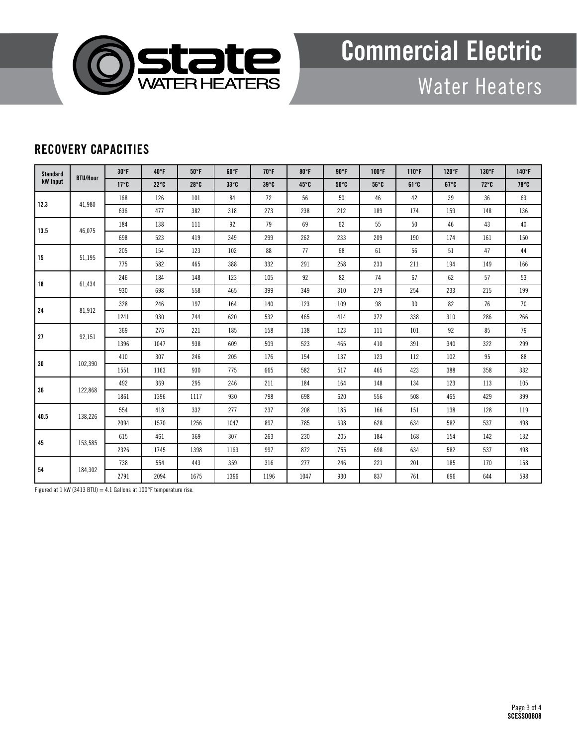## RECOVERY CAPACITIES

| Standard kW Input | BTU/Hour | 30°F | 40°F | 50°F | 60°F | 70°F | 80°F | 90°F | 100°F | 110°F | 120°F | 130°F | 140°F |
|---|---|---|---|---|---|---|---|---|---|---|---|---|---|
| | | 17°C | 22°C | 28°C | 33°C | 39°C | 45°C | 50°C | 56°C | 61°C | 67°C | 72°C | 78°C |
| 12.3 | 41,980 | 168 | 126 | 101 | 84 | 72 | 56 | 50 | 46 | 42 | 39 | 36 | 63 |
| | | 636 | 477 | 382 | 318 | 273 | 238 | 212 | 189 | 174 | 159 | 148 | 136 |
| 13.5 | 46,075 | 184 | 138 | 111 | 92 | 79 | 69 | 62 | 55 | 50 | 46 | 43 | 40 |
| | | 698 | 523 | 419 | 349 | 299 | 262 | 233 | 209 | 190 | 174 | 161 | 150 |
| 15 | 51,195 | 205 | 154 | 123 | 102 | 88 | 77 | 68 | 61 | 56 | 51 | 47 | 44 |
| | | 775 | 582 | 465 | 388 | 332 | 291 | 258 | 233 | 211 | 194 | 149 | 166 |
| 18 | 61,434 | 246 | 184 | 148 | 123 | 105 | 92 | 82 | 74 | 67 | 62 | 57 | 53 |
| | | 930 | 698 | 558 | 465 | 399 | 349 | 310 | 279 | 254 | 233 | 215 | 199 |
| 24 | 81,912 | 328 | 246 | 197 | 164 | 140 | 123 | 109 | 98 | 90 | 82 | 76 | 70 |
| | | 1241 | 930 | 744 | 620 | 532 | 465 | 414 | 372 | 338 | 310 | 286 | 266 |
| 27 | 92,151 | 369 | 276 | 221 | 185 | 158 | 138 | 123 | 111 | 101 | 92 | 85 | 79 |
| | | 1396 | 1047 | 938 | 609 | 509 | 523 | 465 | 410 | 391 | 340 | 322 | 299 |
| 30 | 102,390 | 410 | 307 | 246 | 205 | 176 | 154 | 137 | 123 | 112 | 102 | 95 | 88 |
| | | 1551 | 1163 | 930 | 775 | 665 | 582 | 517 | 465 | 423 | 388 | 358 | 332 |
| 36 | 122,868 | 492 | 369 | 295 | 246 | 211 | 184 | 164 | 148 | 134 | 123 | 113 | 105 |
| | | 1861 | 1396 | 1117 | 930 | 798 | 698 | 620 | 556 | 508 | 465 | 429 | 399 |
| 40.5 | 138,226 | 554 | 418 | 332 | 277 | 237 | 208 | 185 | 166 | 151 | 138 | 128 | 119 |
| | | 2094 | 1570 | 1256 | 1047 | 897 | 785 | 698 | 628 | 634 | 582 | 537 | 498 |
| 45 | 153,585 | 615 | 461 | 369 | 307 | 263 | 230 | 205 | 184 | 168 | 154 | 142 | 132 |
| | | 2326 | 1745 | 1398 | 1163 | 997 | 872 | 755 | 698 | 634 | 582 | 537 | 498 |
| 54 | 184,302 | 738 | 554 | 443 | 359 | 316 | 277 | 246 | 221 | 201 | 185 | 170 | 158 |
| | | 2791 | 2094 | 1675 | 1396 | 1196 | 1047 | 930 | 837 | 761 | 696 | 644 | 598 |

Figured at 1 kW (3413 BTU) = 4.1 Gallons at 100°F temperature rise.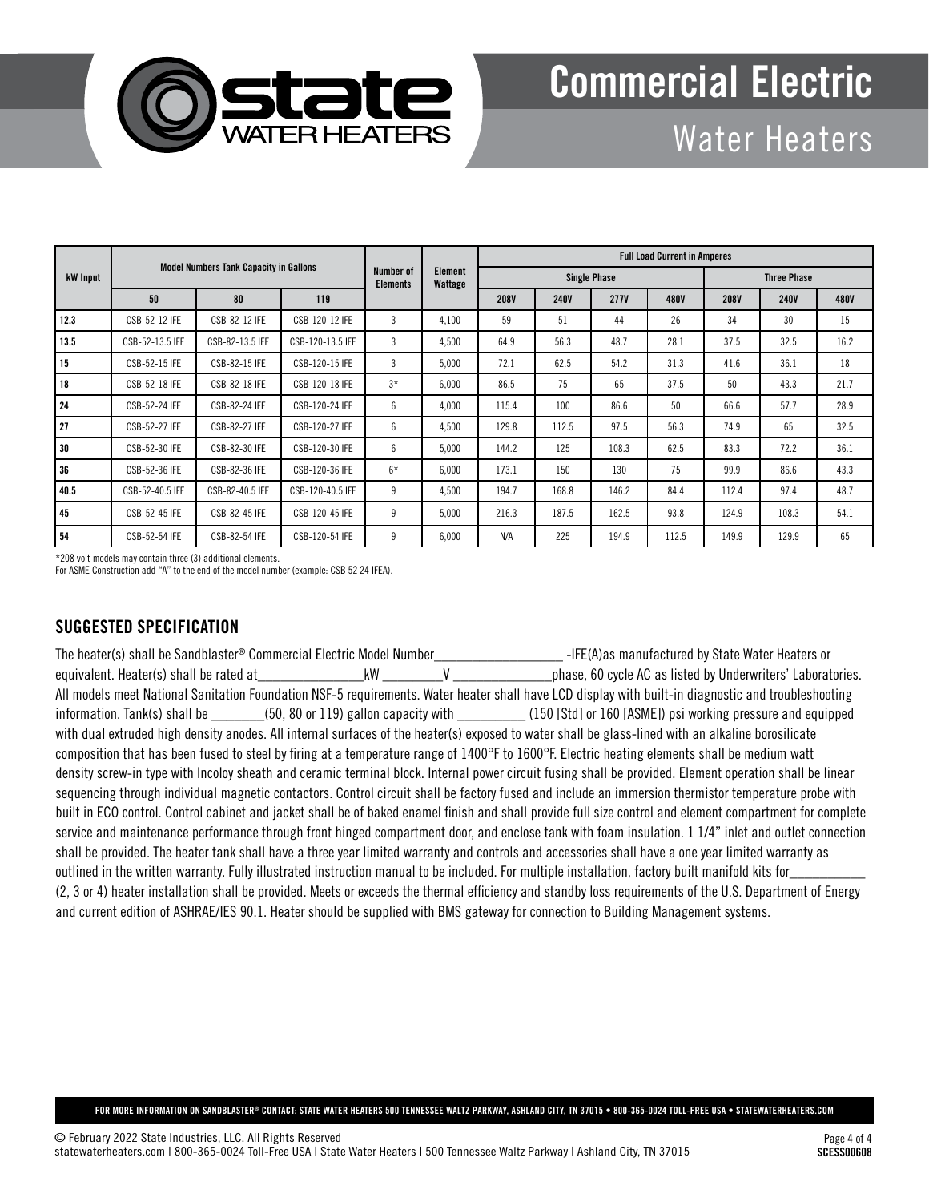# Commercial Electric

## Water Heaters

| kW Input | Model Numbers Tank Capacity in Gallons | | | Number of Elements | Element Wattage | Full Load Current in Amperes | | | | | | |
|---|---|---|---|---|---|---|---|---|---|---|---|---|
| | | | | | | Single Phase | | | | Three Phase | | |
| | 50 | 80 | 119 | | | 208V | 240V | 277V | 480V | 208V | 240V | 480V |
| 12.3 | CSB-52-12 IFE | CSB-82-12 IFE | CSB-120-12 IFE | 3 | 4,100 | 59 | 51 | 44 | 26 | 34 | 30 | 15 |
| 13.5 | CSB-52-13.5 IFE | CSB-82-13.5 IFE | CSB-120-13.5 IFE | 3 | 4,500 | 64.9 | 56.3 | 48.7 | 28.1 | 37.5 | 32.5 | 16.2 |
| 15 | CSB-52-15 IFE | CSB-82-15 IFE | CSB-120-15 IFE | 3 | 5,000 | 72.1 | 62.5 | 54.2 | 31.3 | 41.6 | 36.1 | 18 |
| 18 | CSB-52-18 IFE | CSB-82-18 IFE | CSB-120-18 IFE | 3* | 6,000 | 86.5 | 75 | 65 | 37.5 | 50 | 43.3 | 21.7 |
| 24 | CSB-52-24 IFE | CSB-82-24 IFE | CSB-120-24 IFE | 6 | 4,000 | 115.4 | 100 | 86.6 | 50 | 66.6 | 57.7 | 28.9 |
| 27 | CSB-52-27 IFE | CSB-82-27 IFE | CSB-120-27 IFE | 6 | 4,500 | 129.8 | 112.5 | 97.5 | 56.3 | 74.9 | 65 | 32.5 |
| 30 | CSB-52-30 IFE | CSB-82-30 IFE | CSB-120-30 IFE | 6 | 5,000 | 144.2 | 125 | 108.3 | 62.5 | 83.3 | 72.2 | 36.1 |
| 36 | CSB-52-36 IFE | CSB-82-36 IFE | CSB-120-36 IFE | 6* | 6,000 | 173.1 | 150 | 130 | 75 | 99.9 | 86.6 | 43.3 |
| 40.5 | CSB-52-40.5 IFE | CSB-82-40.5 IFE | CSB-120-40.5 IFE | 9 | 4,500 | 194.7 | 168.8 | 146.2 | 84.4 | 112.4 | 97.4 | 48.7 |
| 45 | CSB-52-45 IFE | CSB-82-45 IFE | CSB-120-45 IFE | 9 | 5,000 | 216.3 | 187.5 | 162.5 | 93.8 | 124.9 | 108.3 | 54.1 |
| 54 | CSB-52-54 IFE | CSB-82-54 IFE | CSB-120-54 IFE | 9 | 6,000 | N/A | 225 | 194.9 | 112.5 | 149.9 | 129.9 | 65 |

*208 volt models may contain three (3) additional elements.
For ASME Construction add "A" to the end of the model number (example: CSB 52 24 IFEA).

## SUGGESTED SPECIFICATION

The heater(s) shall be Sandblaster® Commercial Electric Model Number__________________ -IFE(A)as manufactured by State Water Heaters or equivalent. Heater(s) shall be rated at_______________kW ________V ______________phase, 60 cycle AC as listed by Underwriters' Laboratories. All models meet National Sanitation Foundation NSF-5 requirements. Water heater shall have LCD display with built-in diagnostic and troubleshooting information. Tank(s) shall be _______(50, 80 or 119) gallon capacity with _________ (150 [Std] or 160 [ASME]) psi working pressure and equipped with dual extruded high density anodes. All internal surfaces of the heater(s) exposed to water shall be glass-lined with an alkaline borosilicate composition that has been fused to steel by firing at a temperature range of 1400°F to 1600°F. Electric heating elements shall be medium watt density screw-in type with Incoloy sheath and ceramic terminal block. Internal power circuit fusing shall be provided. Element operation shall be linear sequencing through individual magnetic contactors. Control circuit shall be factory fused and include an immersion thermistor temperature probe with built in ECO control. Control cabinet and jacket shall be of baked enamel finish and shall provide full size control and element compartment for complete service and maintenance performance through front hinged compartment door, and enclose tank with foam insulation. 1 1/4" inlet and outlet connection shall be provided. The heater tank shall have a three year limited warranty and controls and accessories shall have a one year limited warranty as outlined in the written warranty. Fully illustrated instruction manual to be included. For multiple installation, factory built manifold kits for__________ (2, 3 or 4) heater installation shall be provided. Meets or exceeds the thermal efficiency and standby loss requirements of the U.S. Department of Energy and current edition of ASHRAE/IES 90.1. Heater should be supplied with BMS gateway for connection to Building Management systems.

FOR MORE INFORMATION ON SANDBLASTER® CONTACT: STATE WATER HEATERS 500 TENNESSEE WALTZ PARKWAY, ASHLAND CITY, TN 37015 • 800-365-0024 TOLL-FREE USA • STATEWATERHEATERS.COM

© February 2022 State Industries, LLC. All Rights Reserved
statewaterheaters.com | 800-365-0024 Toll-Free USA | State Water Heaters | 500 Tennessee Waltz Parkway | Ashland City, TN 37015

SCESS00608